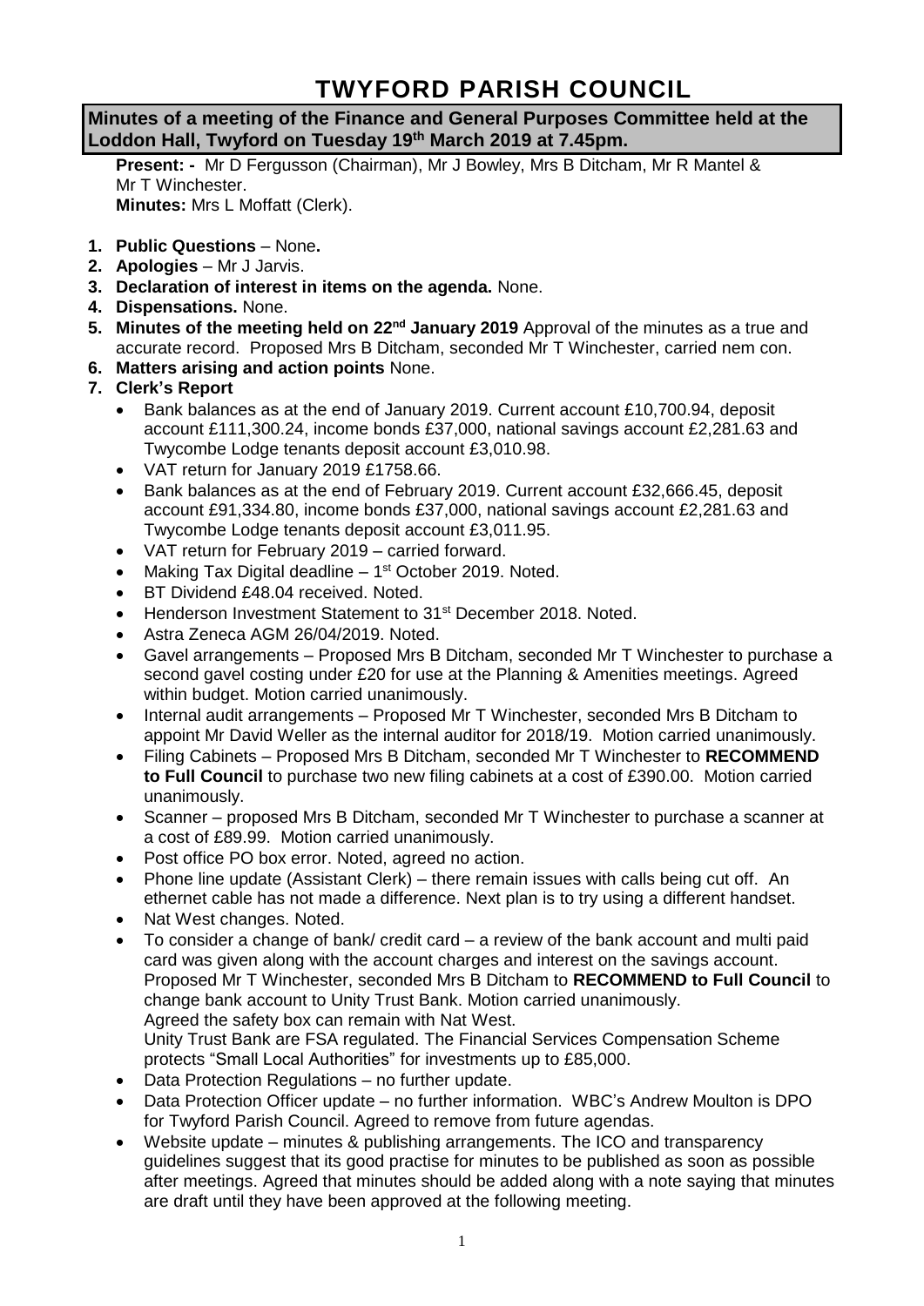# TWYFORD PARISH COUNCIL

**Minutes of a meeting of the Finance and General Purposes Committee held at the Loddon Hall, Twyford on Tuesday 19th March 2019 at 7.45pm.**

**Present: -** Mr D Fergusson (Chairman), Mr J Bowley, Mrs B Ditcham, Mr R Mantel & Mr T Winchester.
**Minutes:** Mrs L Moffatt (Clerk).

1. **Public Questions** – None**.**
2. **Apologies** – Mr J Jarvis.
3. **Declaration of interest in items on the agenda.** None.
4. **Dispensations.** None.
5. **Minutes of the meeting held on 22nd January 2019** Approval of the minutes as a true and accurate record. Proposed Mrs B Ditcham, seconded Mr T Winchester, carried nem con.
6. **Matters arising and action points** None.
7. **Clerk's Report**
   - Bank balances as at the end of January 2019. Current account £10,700.94, deposit account £111,300.24, income bonds £37,000, national savings account £2,281.63 and Twycombe Lodge tenants deposit account £3,010.98.
   - VAT return for January 2019 £1758.66.
   - Bank balances as at the end of February 2019. Current account £32,666.45, deposit account £91,334.80, income bonds £37,000, national savings account £2,281.63 and Twycombe Lodge tenants deposit account £3,011.95.
   - VAT return for February 2019 – carried forward.
   - Making Tax Digital deadline – 1st October 2019. Noted.
   - BT Dividend £48.04 received. Noted.
   - Henderson Investment Statement to 31st December 2018. Noted.
   - Astra Zeneca AGM 26/04/2019. Noted.
   - Gavel arrangements – Proposed Mrs B Ditcham, seconded Mr T Winchester to purchase a second gavel costing under £20 for use at the Planning & Amenities meetings. Agreed within budget. Motion carried unanimously.
   - Internal audit arrangements – Proposed Mr T Winchester, seconded Mrs B Ditcham to appoint Mr David Weller as the internal auditor for 2018/19. Motion carried unanimously.
   - Filing Cabinets – Proposed Mrs B Ditcham, seconded Mr T Winchester to **RECOMMEND to Full Council** to purchase two new filing cabinets at a cost of £390.00. Motion carried unanimously.
   - Scanner – proposed Mrs B Ditcham, seconded Mr T Winchester to purchase a scanner at a cost of £89.99. Motion carried unanimously.
   - Post office PO box error. Noted, agreed no action.
   - Phone line update (Assistant Clerk) – there remain issues with calls being cut off. An ethernet cable has not made a difference. Next plan is to try using a different handset.
   - Nat West changes. Noted.
   - To consider a change of bank/ credit card – a review of the bank account and multi paid card was given along with the account charges and interest on the savings account. Proposed Mr T Winchester, seconded Mrs B Ditcham to **RECOMMEND to Full Council** to change bank account to Unity Trust Bank. Motion carried unanimously.
     Agreed the safety box can remain with Nat West.
     Unity Trust Bank are FSA regulated. The Financial Services Compensation Scheme protects "Small Local Authorities" for investments up to £85,000.
   - Data Protection Regulations – no further update.
   - Data Protection Officer update – no further information. WBC's Andrew Moulton is DPO for Twyford Parish Council. Agreed to remove from future agendas.
   - Website update – minutes & publishing arrangements. The ICO and transparency guidelines suggest that its good practise for minutes to be published as soon as possible after meetings. Agreed that minutes should be added along with a note saying that minutes are draft until they have been approved at the following meeting.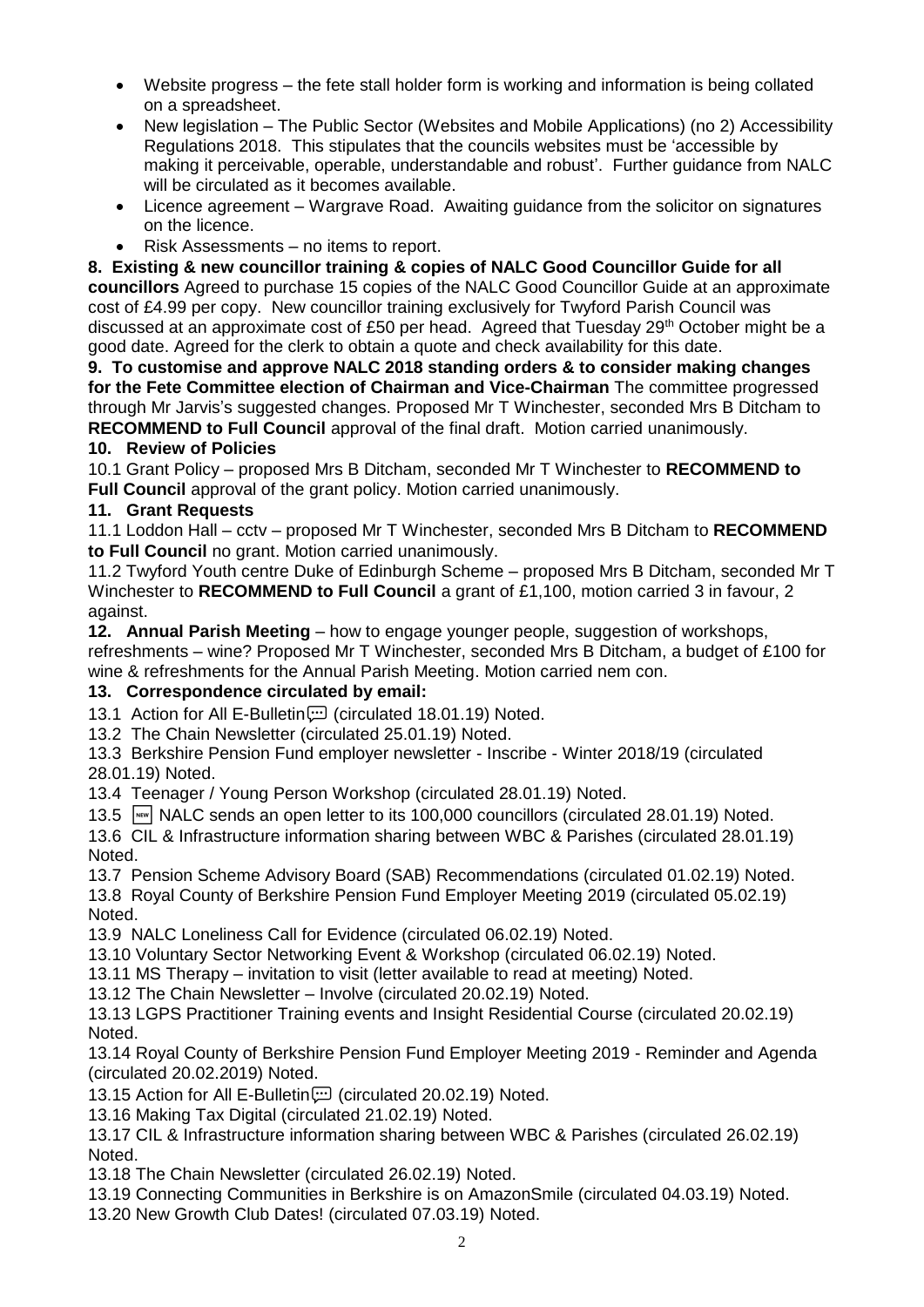- Website progress – the fete stall holder form is working and information is being collated on a spreadsheet.
- New legislation – The Public Sector (Websites and Mobile Applications) (no 2) Accessibility Regulations 2018. This stipulates that the councils websites must be 'accessible by making it perceivable, operable, understandable and robust'. Further guidance from NALC will be circulated as it becomes available.
- Licence agreement – Wargrave Road. Awaiting guidance from the solicitor on signatures on the licence.
- Risk Assessments – no items to report.

**8. Existing & new councillor training & copies of NALC Good Councillor Guide for all councillors** Agreed to purchase 15 copies of the NALC Good Councillor Guide at an approximate cost of £4.99 per copy. New councillor training exclusively for Twyford Parish Council was discussed at an approximate cost of £50 per head. Agreed that Tuesday 29th October might be a good date. Agreed for the clerk to obtain a quote and check availability for this date.

**9. To customise and approve NALC 2018 standing orders & to consider making changes for the Fete Committee election of Chairman and Vice-Chairman** The committee progressed through Mr Jarvis's suggested changes. Proposed Mr T Winchester, seconded Mrs B Ditcham to **RECOMMEND to Full Council** approval of the final draft. Motion carried unanimously.

**10. Review of Policies**

10.1 Grant Policy – proposed Mrs B Ditcham, seconded Mr T Winchester to **RECOMMEND to Full Council** approval of the grant policy. Motion carried unanimously.

**11. Grant Requests**

11.1 Loddon Hall – cctv – proposed Mr T Winchester, seconded Mrs B Ditcham to **RECOMMEND to Full Council** no grant. Motion carried unanimously.

11.2 Twyford Youth centre Duke of Edinburgh Scheme – proposed Mrs B Ditcham, seconded Mr T Winchester to **RECOMMEND to Full Council** a grant of £1,100, motion carried 3 in favour, 2 against.

**12. Annual Parish Meeting** – how to engage younger people, suggestion of workshops, refreshments – wine? Proposed Mr T Winchester, seconded Mrs B Ditcham, a budget of £100 for wine & refreshments for the Annual Parish Meeting. Motion carried nem con.

**13. Correspondence circulated by email:**

13.1 Action for All E-Bulletin (circulated 18.01.19) Noted.

13.2 The Chain Newsletter (circulated 25.01.19) Noted.

13.3 Berkshire Pension Fund employer newsletter - Inscribe - Winter 2018/19 (circulated 28.01.19) Noted.

13.4 Teenager / Young Person Workshop (circulated 28.01.19) Noted.

13.5 NEW NALC sends an open letter to its 100,000 councillors (circulated 28.01.19) Noted.

13.6 CIL & Infrastructure information sharing between WBC & Parishes (circulated 28.01.19) Noted.

13.7 Pension Scheme Advisory Board (SAB) Recommendations (circulated 01.02.19) Noted.

13.8 Royal County of Berkshire Pension Fund Employer Meeting 2019 (circulated 05.02.19) Noted.

13.9 NALC Loneliness Call for Evidence (circulated 06.02.19) Noted.

13.10 Voluntary Sector Networking Event & Workshop (circulated 06.02.19) Noted.

13.11 MS Therapy – invitation to visit (letter available to read at meeting) Noted.

13.12 The Chain Newsletter – Involve (circulated 20.02.19) Noted.

13.13 LGPS Practitioner Training events and Insight Residential Course (circulated 20.02.19) Noted.

13.14 Royal County of Berkshire Pension Fund Employer Meeting 2019 - Reminder and Agenda (circulated 20.02.2019) Noted.

13.15 Action for All E-Bulletin (circulated 20.02.19) Noted.

13.16 Making Tax Digital (circulated 21.02.19) Noted.

13.17 CIL & Infrastructure information sharing between WBC & Parishes (circulated 26.02.19) Noted.

13.18 The Chain Newsletter (circulated 26.02.19) Noted.

13.19 Connecting Communities in Berkshire is on AmazonSmile (circulated 04.03.19) Noted.

13.20 New Growth Club Dates! (circulated 07.03.19) Noted.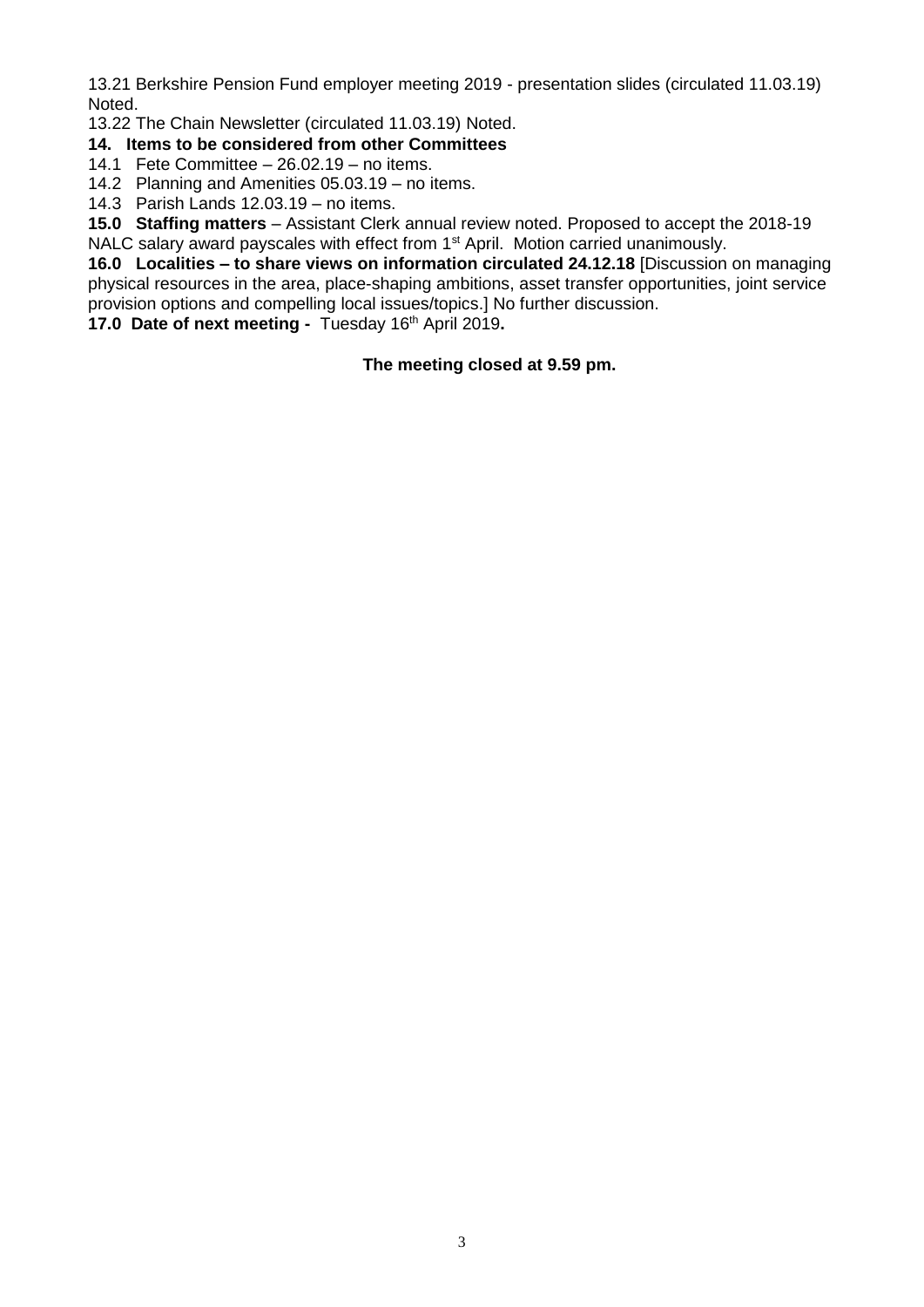13.21 Berkshire Pension Fund employer meeting 2019 - presentation slides (circulated 11.03.19) Noted.

13.22 The Chain Newsletter (circulated 11.03.19) Noted.

**14. Items to be considered from other Committees**

14.1 Fete Committee – 26.02.19 – no items.

14.2 Planning and Amenities 05.03.19 – no items.

14.3 Parish Lands 12.03.19 – no items.

**15.0 Staffing matters** – Assistant Clerk annual review noted. Proposed to accept the 2018-19 NALC salary award payscales with effect from 1st April. Motion carried unanimously.

**16.0 Localities – to share views on information circulated 24.12.18** [Discussion on managing physical resources in the area, place-shaping ambitions, asset transfer opportunities, joint service provision options and compelling local issues/topics.] No further discussion.

**17.0 Date of next meeting -** Tuesday 16th April 2019**.**

**The meeting closed at 9.59 pm.**